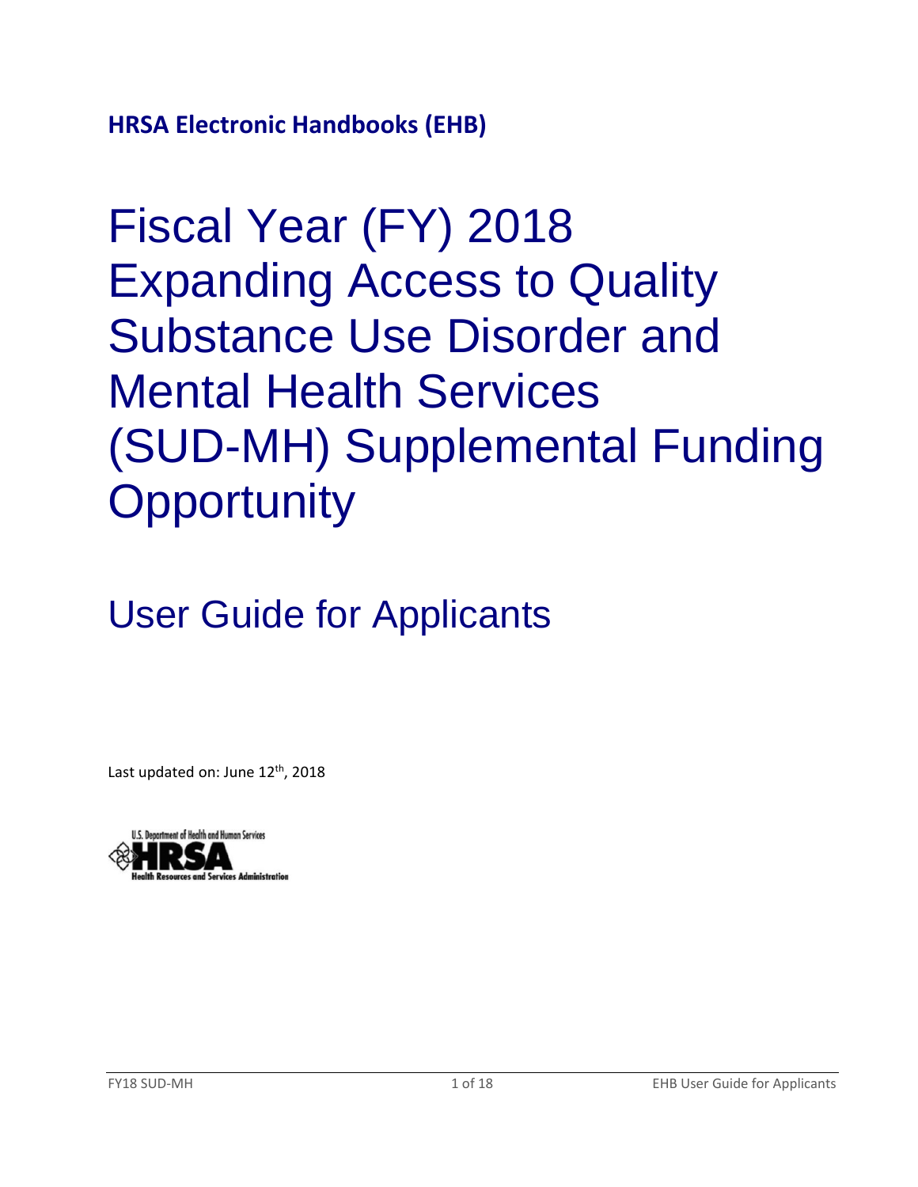**HRSA Electronic Handbooks (EHB)**

# Fiscal Year (FY) 2018 Expanding Access to Quality Substance Use Disorder and Mental Health Services (SUD-MH) Supplemental Funding Opportunity

## User Guide for Applicants

Last updated on: June 12th, 2018

U.S. Department of Health and Human Services
HRSA
Health Resources and Services Administration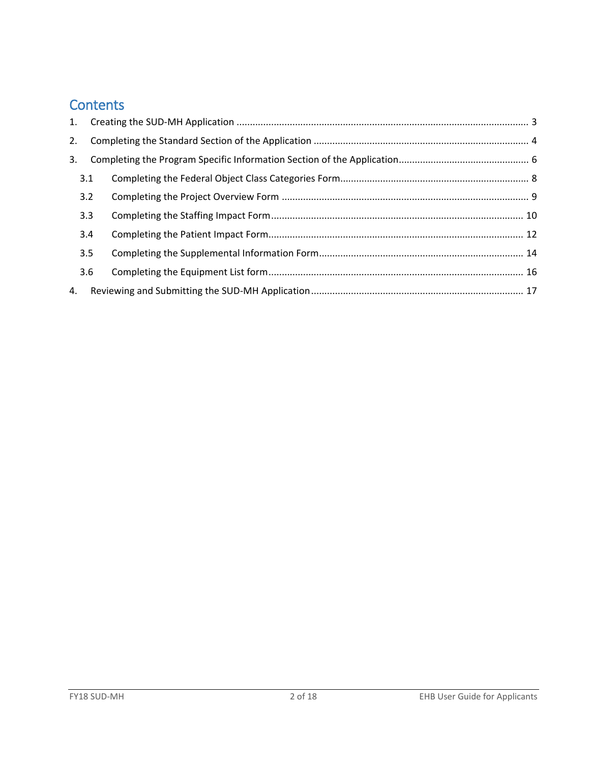# Contents

1. Creating the SUD-MH Application ............................................................................................................ 3
2. Completing the Standard Section of the Application ................................................................................ 4
3. Completing the Program Specific Information Section of the Application................................................ 6
   - 3.1 Completing the Federal Object Class Categories Form...................................................................... 8
   - 3.2 Completing the Project Overview Form ............................................................................................ 9
   - 3.3 Completing the Staffing Impact Form.............................................................................................. 10
   - 3.4 Completing the Patient Impact Form............................................................................................... 12
   - 3.5 Completing the Supplemental Information Form............................................................................ 14
   - 3.6 Completing the Equipment List form............................................................................................... 16
4. Reviewing and Submitting the SUD-MH Application ............................................................................... 17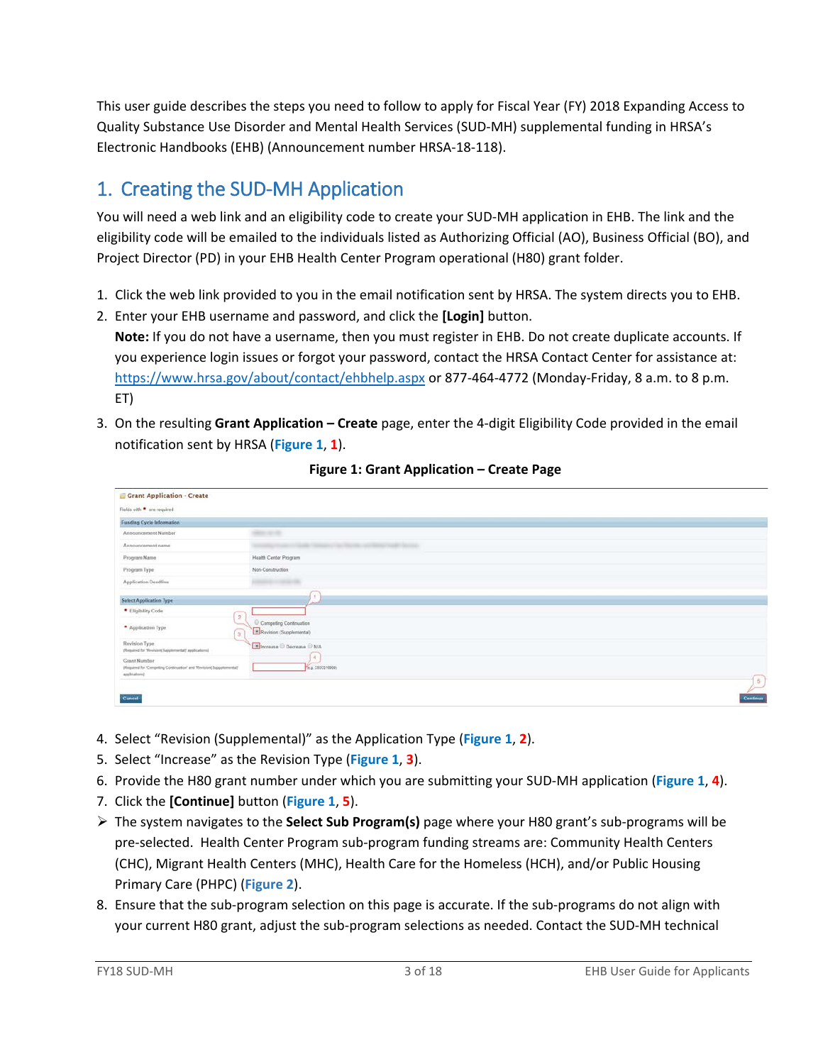This user guide describes the steps you need to follow to apply for Fiscal Year (FY) 2018 Expanding Access to Quality Substance Use Disorder and Mental Health Services (SUD-MH) supplemental funding in HRSA's Electronic Handbooks (EHB) (Announcement number HRSA-18-118).

# 1. Creating the SUD-MH Application

You will need a web link and an eligibility code to create your SUD-MH application in EHB. The link and the eligibility code will be emailed to the individuals listed as Authorizing Official (AO), Business Official (BO), and Project Director (PD) in your EHB Health Center Program operational (H80) grant folder.

1. Click the web link provided to you in the email notification sent by HRSA. The system directs you to EHB.
2. Enter your EHB username and password, and click the **[Login]** button.
   **Note:** If you do not have a username, then you must register in EHB. Do not create duplicate accounts. If you experience login issues or forgot your password, contact the HRSA Contact Center for assistance at: https://www.hrsa.gov/about/contact/ehbhelp.aspx or 877-464-4772 (Monday-Friday, 8 a.m. to 8 p.m. ET)
3. On the resulting **Grant Application – Create** page, enter the 4-digit Eligibility Code provided in the email notification sent by HRSA (**Figure 1**, **1**).

**Figure 1: Grant Application – Create Page**

4. Select "Revision (Supplemental)" as the Application Type (**Figure 1**, **2**).
5. Select "Increase" as the Revision Type (**Figure 1**, **3**).
6. Provide the H80 grant number under which you are submitting your SUD-MH application (**Figure 1**, **4**).
7. Click the **[Continue]** button (**Figure 1**, **5**).

➢ The system navigates to the **Select Sub Program(s)** page where your H80 grant's sub-programs will be pre-selected. Health Center Program sub-program funding streams are: Community Health Centers (CHC), Migrant Health Centers (MHC), Health Care for the Homeless (HCH), and/or Public Housing Primary Care (PHPC) (**Figure 2**).

8. Ensure that the sub-program selection on this page is accurate. If the sub-programs do not align with your current H80 grant, adjust the sub-program selections as needed. Contact the SUD-MH technical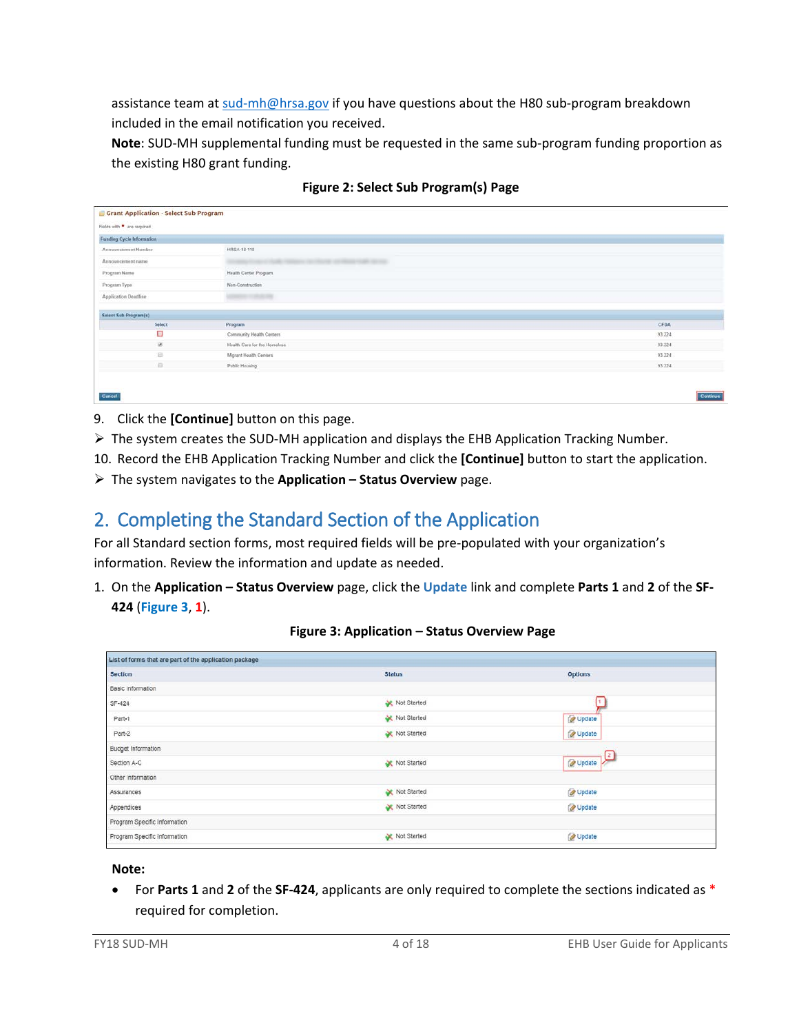assistance team at sud-mh@hrsa.gov if you have questions about the H80 sub-program breakdown included in the email notification you received.

**Note**: SUD-MH supplemental funding must be requested in the same sub-program funding proportion as the existing H80 grant funding.

**Figure 2: Select Sub Program(s) Page**

9. Click the **[Continue]** button on this page.

➢ The system creates the SUD-MH application and displays the EHB Application Tracking Number.

10. Record the EHB Application Tracking Number and click the **[Continue]** button to start the application.

➢ The system navigates to the **Application – Status Overview** page.

## 2. Completing the Standard Section of the Application

For all Standard section forms, most required fields will be pre-populated with your organization's information. Review the information and update as needed.

1. On the **Application – Status Overview** page, click the **Update** link and complete **Parts 1** and **2** of the **SF-424** (**Figure 3**, **1**).

**Figure 3: Application – Status Overview Page**

**Note:**

- For **Parts 1** and **2** of the **SF-424**, applicants are only required to complete the sections indicated as * required for completion.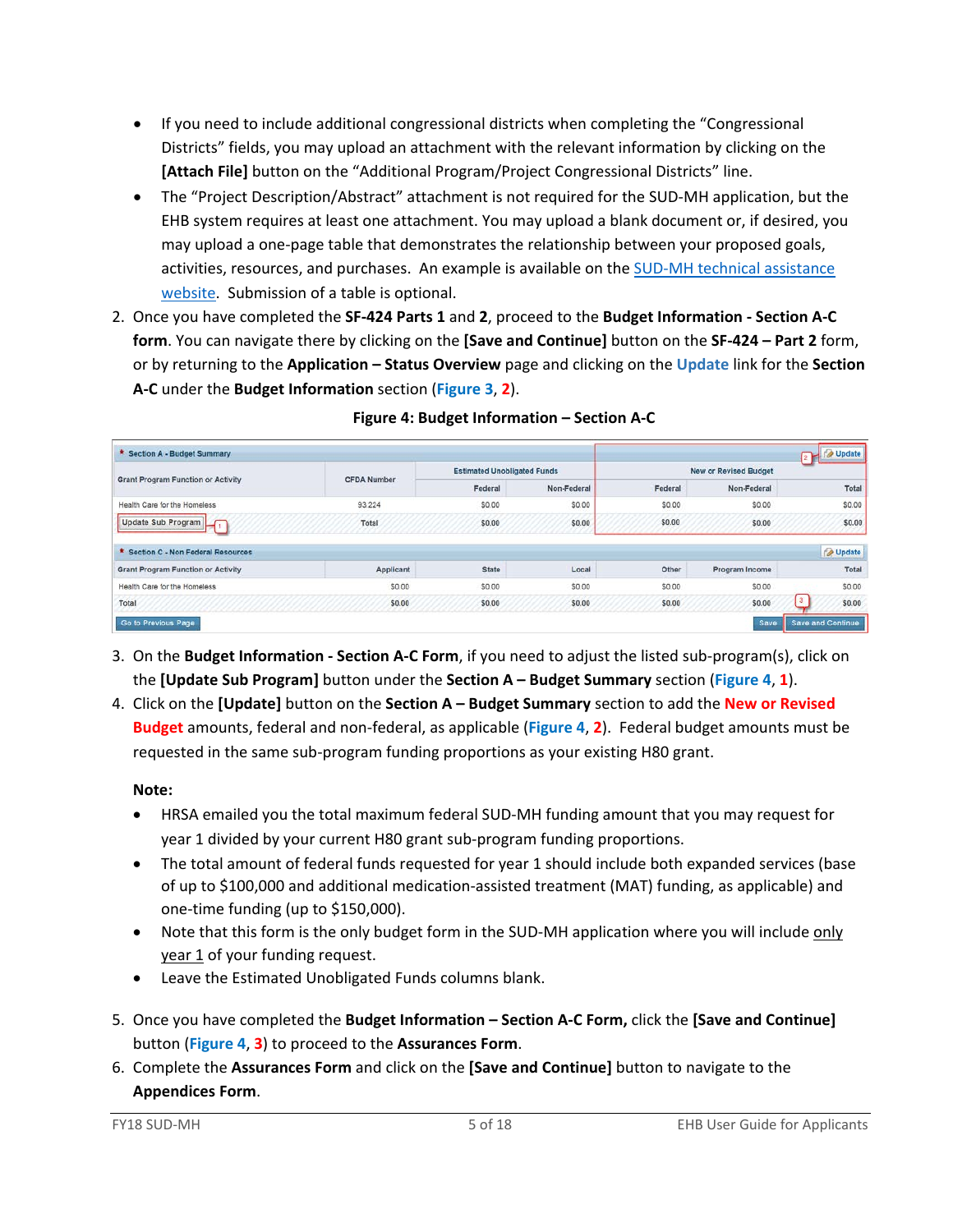- If you need to include additional congressional districts when completing the "Congressional Districts" fields, you may upload an attachment with the relevant information by clicking on the **[Attach File]** button on the "Additional Program/Project Congressional Districts" line.
- The "Project Description/Abstract" attachment is not required for the SUD-MH application, but the EHB system requires at least one attachment. You may upload a blank document or, if desired, you may upload a one-page table that demonstrates the relationship between your proposed goals, activities, resources, and purchases. An example is available on the SUD-MH technical assistance website. Submission of a table is optional.

2. Once you have completed the **SF-424 Parts 1** and **2**, proceed to the **Budget Information - Section A-C form**. You can navigate there by clicking on the **[Save and Continue]** button on the **SF-424 – Part 2** form, or by returning to the **Application – Status Overview** page and clicking on the **Update** link for the **Section A-C** under the **Budget Information** section (**Figure 3**, **2**).

**Figure 4: Budget Information – Section A-C**

**Section A - Budget Summary** [Update]

| Grant Program Function or Activity | CFDA Number | Estimated Unobligated Funds | | New or Revised Budget | | |
|---|---|---|---|---|---|---|
| | | Federal | Non-Federal | Federal | Non-Federal | Total |
| Health Care for the Homeless | 93.224 | $0.00 | $0.00 | $0.00 | $0.00 | $0.00 |
| [Update Sub Program] | Total | $0.00 | $0.00 | $0.00 | $0.00 | $0.00 |

**Section C - Non Federal Resources** [Update]

| Grant Program Function or Activity | Applicant | State | Local | Other | Program Income | Total |
|---|---|---|---|---|---|---|
| Health Care for the Homeless | $0.00 | $0.00 | $0.00 | $0.00 | $0.00 | $0.00 |
| Total | $0.00 | $0.00 | $0.00 | $0.00 | $0.00 | $0.00 |

[Go to Previous Page] [Save] [Save and Continue]

3. On the **Budget Information - Section A-C Form**, if you need to adjust the listed sub-program(s), click on the **[Update Sub Program]** button under the **Section A – Budget Summary** section (**Figure 4**, **1**).
4. Click on the **[Update]** button on the **Section A – Budget Summary** section to add the **New or Revised Budget** amounts, federal and non-federal, as applicable (**Figure 4**, **2**). Federal budget amounts must be requested in the same sub-program funding proportions as your existing H80 grant.

   **Note:**

   - HRSA emailed you the total maximum federal SUD-MH funding amount that you may request for year 1 divided by your current H80 grant sub-program funding proportions.
   - The total amount of federal funds requested for year 1 should include both expanded services (base of up to $100,000 and additional medication-assisted treatment (MAT) funding, as applicable) and one-time funding (up to $150,000).
   - Note that this form is the only budget form in the SUD-MH application where you will include only year 1 of your funding request.
   - Leave the Estimated Unobligated Funds columns blank.

5. Once you have completed the **Budget Information – Section A-C Form,** click the **[Save and Continue]** button (**Figure 4**, **3**) to proceed to the **Assurances Form**.
6. Complete the **Assurances Form** and click on the **[Save and Continue]** button to navigate to the **Appendices Form**.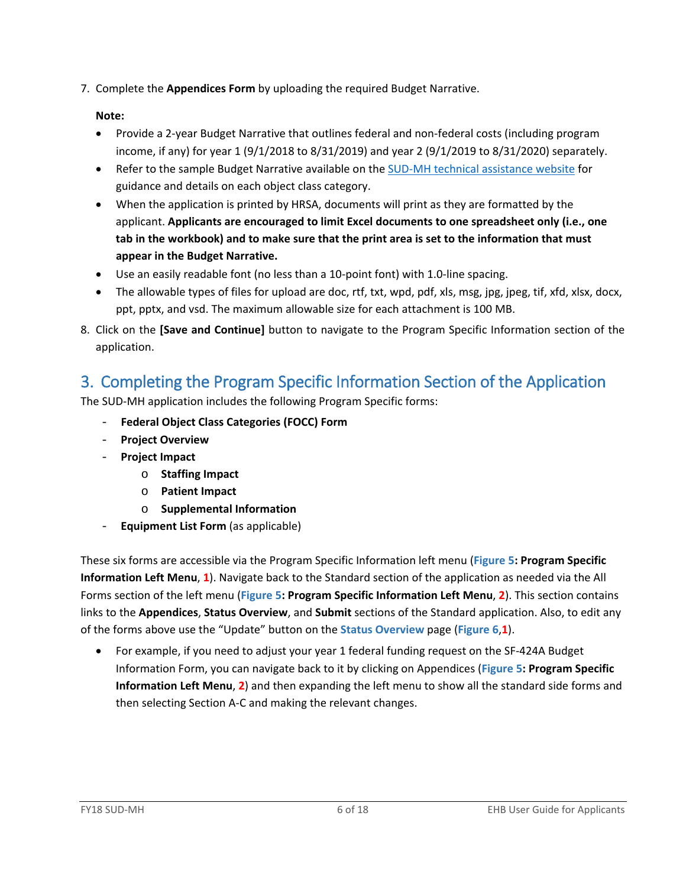7. Complete the **Appendices Form** by uploading the required Budget Narrative.

   **Note:**

   - Provide a 2-year Budget Narrative that outlines federal and non-federal costs (including program income, if any) for year 1 (9/1/2018 to 8/31/2019) and year 2 (9/1/2019 to 8/31/2020) separately.
   - Refer to the sample Budget Narrative available on the SUD-MH technical assistance website for guidance and details on each object class category.
   - When the application is printed by HRSA, documents will print as they are formatted by the applicant. **Applicants are encouraged to limit Excel documents to one spreadsheet only (i.e., one tab in the workbook) and to make sure that the print area is set to the information that must appear in the Budget Narrative.**
   - Use an easily readable font (no less than a 10-point font) with 1.0-line spacing.
   - The allowable types of files for upload are doc, rtf, txt, wpd, pdf, xls, msg, jpg, jpeg, tif, xfd, xlsx, docx, ppt, pptx, and vsd. The maximum allowable size for each attachment is 100 MB.

8. Click on the **[Save and Continue]** button to navigate to the Program Specific Information section of the application.

# 3. Completing the Program Specific Information Section of the Application

The SUD-MH application includes the following Program Specific forms:

- **Federal Object Class Categories (FOCC) Form**
- **Project Overview**
- **Project Impact**
  - **Staffing Impact**
  - **Patient Impact**
  - **Supplemental Information**
- **Equipment List Form** (as applicable)

These six forms are accessible via the Program Specific Information left menu (**Figure 5: Program Specific Information Left Menu**, **1**). Navigate back to the Standard section of the application as needed via the All Forms section of the left menu (**Figure 5: Program Specific Information Left Menu**, **2**). This section contains links to the **Appendices**, **Status Overview**, and **Submit** sections of the Standard application. Also, to edit any of the forms above use the "Update" button on the **Status Overview** page (**Figure 6**,**1**).

- For example, if you need to adjust your year 1 federal funding request on the SF-424A Budget Information Form, you can navigate back to it by clicking on Appendices (**Figure 5: Program Specific Information Left Menu**, **2**) and then expanding the left menu to show all the standard side forms and then selecting Section A-C and making the relevant changes.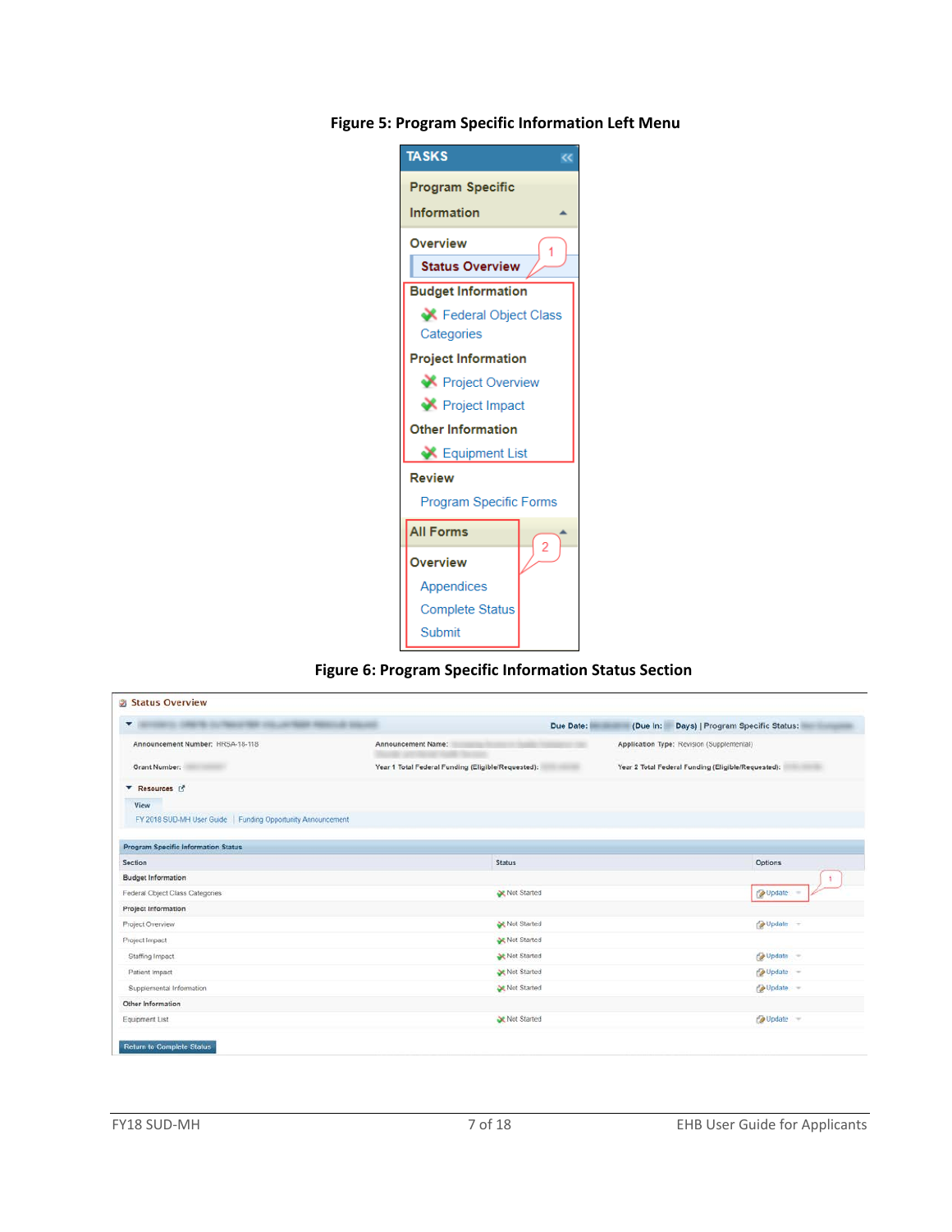**Figure 5: Program Specific Information Left Menu**

TASKS

Program Specific Information

Overview

Status Overview

Budget Information

Federal Object Class Categories

Project Information

Project Overview

Project Impact

Other Information

Equipment List

Review

Program Specific Forms

All Forms

Overview

Appendices

Complete Status

Submit

**Figure 6: Program Specific Information Status Section**

Status Overview

Due Date: (Due In: Days) | Program Specific Status:

Announcement Number: HRSA-18-118

Announcement Name:

Application Type: Revision (Supplemental)

Grant Number:

Year 1 Total Federal Funding (Eligible/Requested):

Year 2 Total Federal Funding (Eligible/Requested):

Resources

View

FY 2018 SUD-MH User Guide | Funding Opportunity Announcement

Program Specific Information Status

| Section | Status | Options |
| --- | --- | --- |
| Budget Information | | |
| Federal Object Class Categories | Not Started | Update |
| Project Information | | |
| Project Overview | Not Started | Update |
| Project Impact | Not Started | |
| Staffing Impact | Not Started | Update |
| Patient Impact | Not Started | Update |
| Supplemental Information | Not Started | Update |
| Other Information | | |
| Equipment List | Not Started | Update |

Return to Complete Status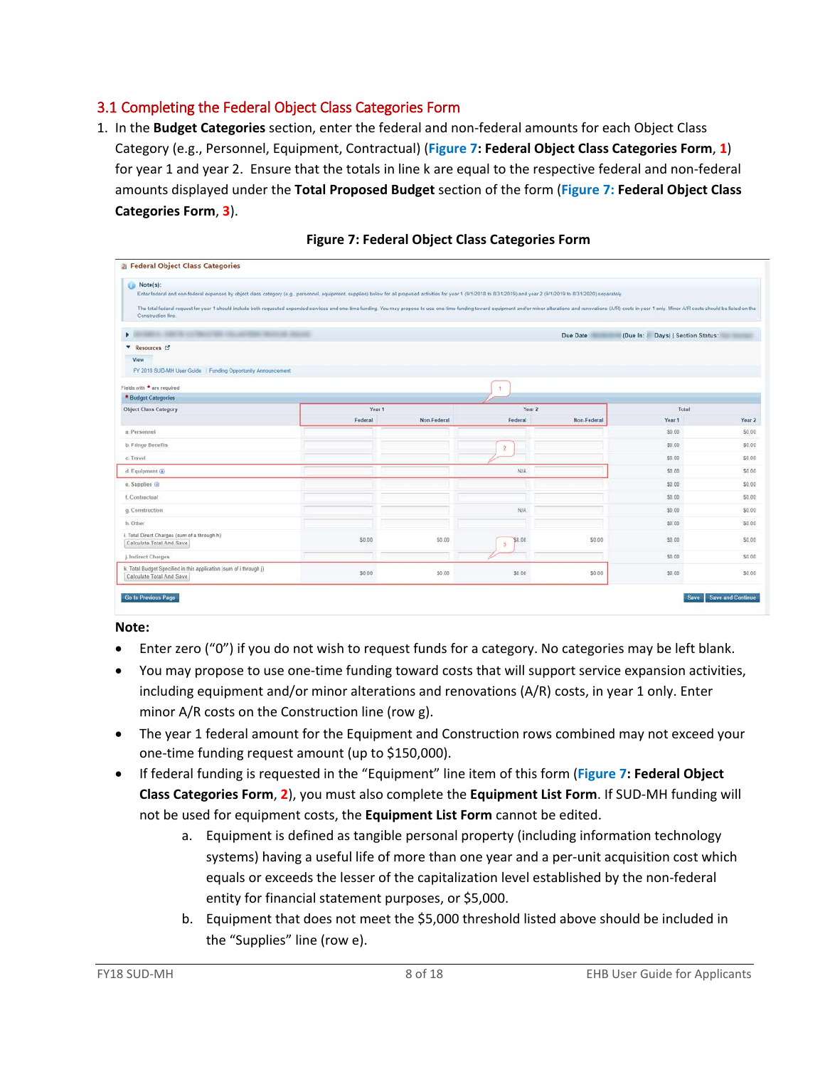## 3.1 Completing the Federal Object Class Categories Form

1. In the **Budget Categories** section, enter the federal and non-federal amounts for each Object Class Category (e.g., Personnel, Equipment, Contractual) (**Figure 7: Federal Object Class Categories Form**, **1**) for year 1 and year 2. Ensure that the totals in line k are equal to the respective federal and non-federal amounts displayed under the **Total Proposed Budget** section of the form (**Figure 7: Federal Object Class Categories Form**, **3**).

**Figure 7: Federal Object Class Categories Form**

**Note:**

- Enter zero ("0") if you do not wish to request funds for a category. No categories may be left blank.
- You may propose to use one-time funding toward costs that will support service expansion activities, including equipment and/or minor alterations and renovations (A/R) costs, in year 1 only. Enter minor A/R costs on the Construction line (row g).
- The year 1 federal amount for the Equipment and Construction rows combined may not exceed your one-time funding request amount (up to $150,000).
- If federal funding is requested in the "Equipment" line item of this form (**Figure 7: Federal Object Class Categories Form**, **2**), you must also complete the **Equipment List Form**. If SUD-MH funding will not be used for equipment costs, the **Equipment List Form** cannot be edited.
    a. Equipment is defined as tangible personal property (including information technology systems) having a useful life of more than one year and a per-unit acquisition cost which equals or exceeds the lesser of the capitalization level established by the non-federal entity for financial statement purposes, or $5,000.
    b. Equipment that does not meet the $5,000 threshold listed above should be included in the "Supplies" line (row e).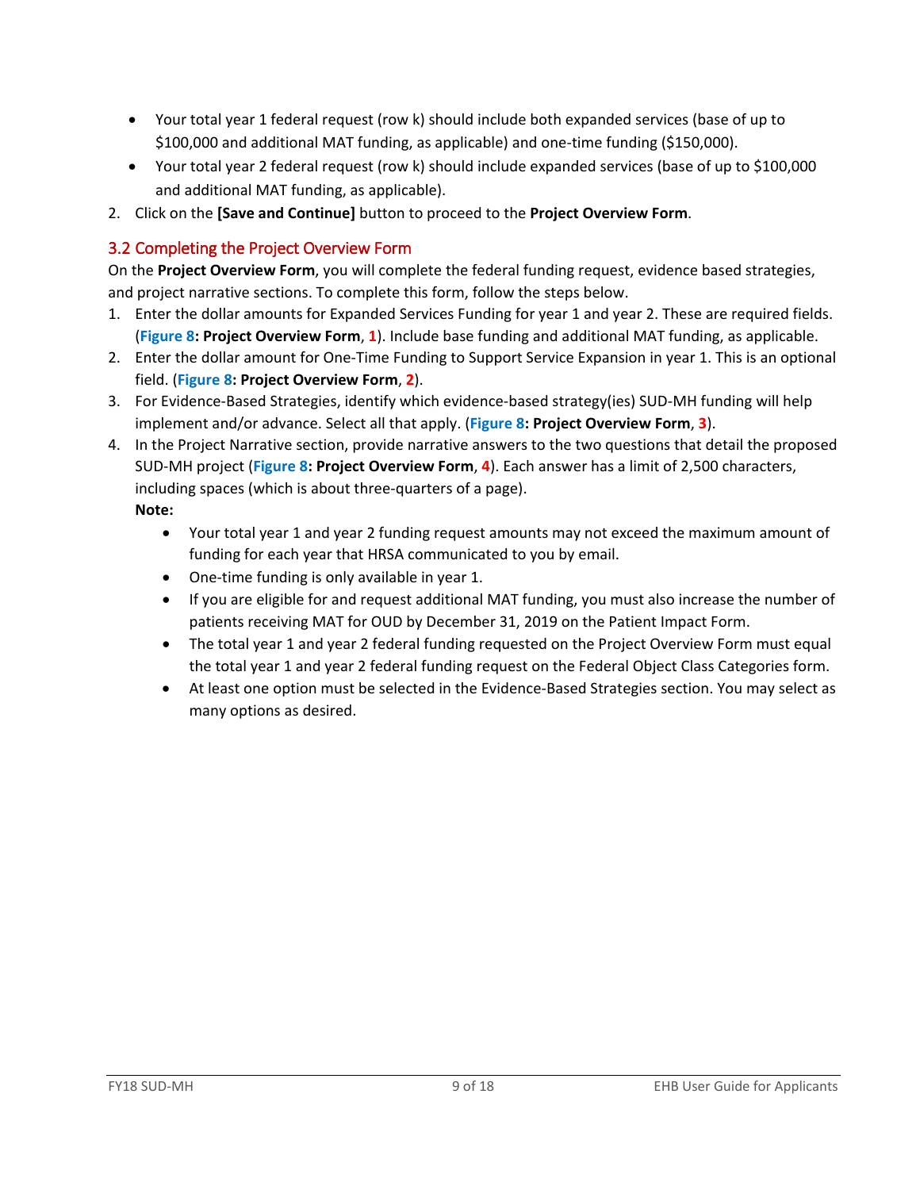- Your total year 1 federal request (row k) should include both expanded services (base of up to $100,000 and additional MAT funding, as applicable) and one-time funding ($150,000).
- Your total year 2 federal request (row k) should include expanded services (base of up to $100,000 and additional MAT funding, as applicable).

2. Click on the **[Save and Continue]** button to proceed to the **Project Overview Form**.

## 3.2 Completing the Project Overview Form

On the **Project Overview Form**, you will complete the federal funding request, evidence based strategies, and project narrative sections. To complete this form, follow the steps below.

1. Enter the dollar amounts for Expanded Services Funding for year 1 and year 2. These are required fields. (**Figure 8: Project Overview Form**, **1**). Include base funding and additional MAT funding, as applicable.
2. Enter the dollar amount for One-Time Funding to Support Service Expansion in year 1. This is an optional field. (**Figure 8: Project Overview Form**, **2**).
3. For Evidence-Based Strategies, identify which evidence-based strategy(ies) SUD-MH funding will help implement and/or advance. Select all that apply. (**Figure 8: Project Overview Form**, **3**).
4. In the Project Narrative section, provide narrative answers to the two questions that detail the proposed SUD-MH project (**Figure 8: Project Overview Form**, **4**). Each answer has a limit of 2,500 characters, including spaces (which is about three-quarters of a page).

   **Note:**

   - Your total year 1 and year 2 funding request amounts may not exceed the maximum amount of funding for each year that HRSA communicated to you by email.
   - One-time funding is only available in year 1.
   - If you are eligible for and request additional MAT funding, you must also increase the number of patients receiving MAT for OUD by December 31, 2019 on the Patient Impact Form.
   - The total year 1 and year 2 federal funding requested on the Project Overview Form must equal the total year 1 and year 2 federal funding request on the Federal Object Class Categories form.
   - At least one option must be selected in the Evidence-Based Strategies section. You may select as many options as desired.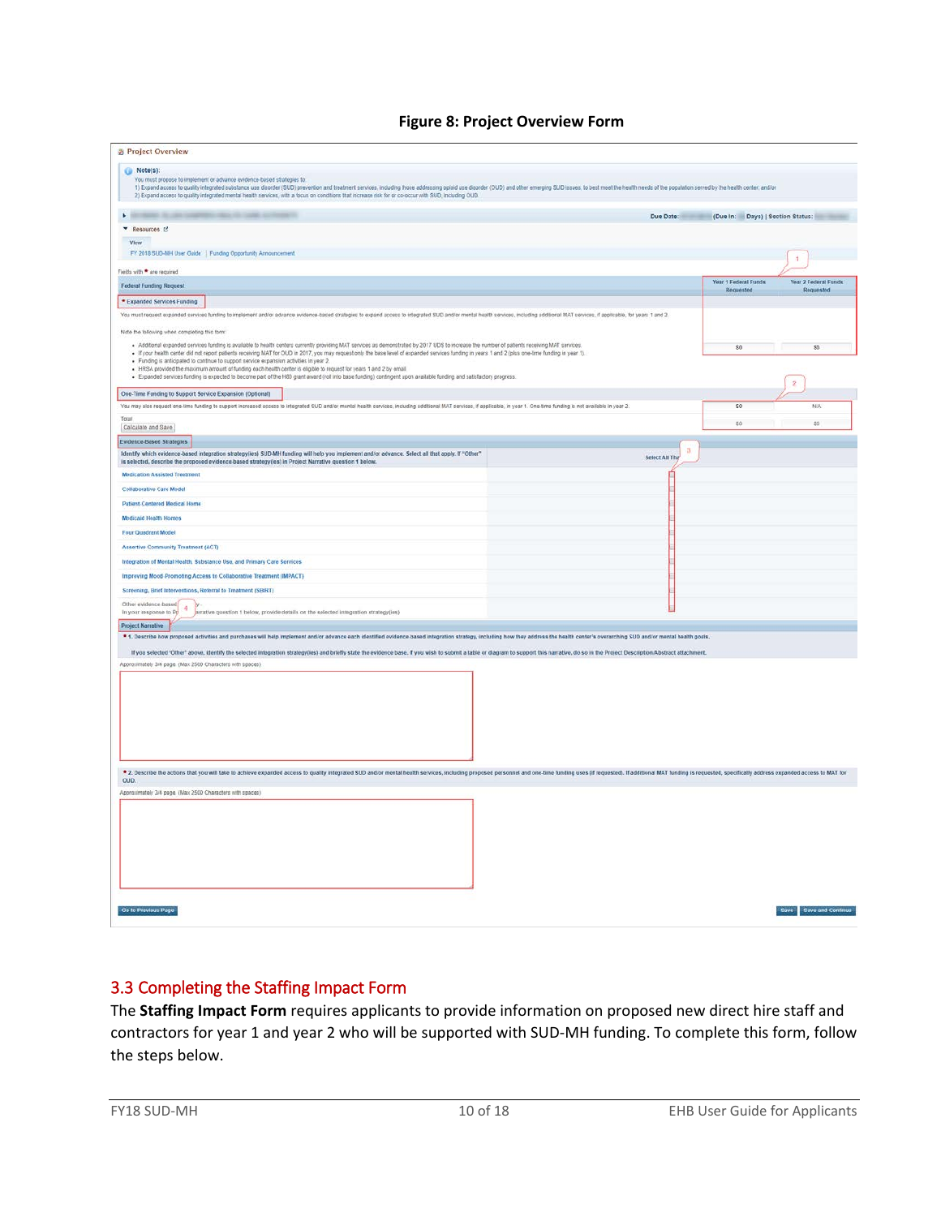**Figure 8: Project Overview Form**

Project Overview

Note(s):
You must propose to implement or advance evidence-based strategies to:
1) Expand access to quality integrated substance use disorder (SUD) prevention and treatment services, including those addressing opioid use disorder (OUD) and other emerging SUD issues, to best meet the health needs of the population served by the health center; and/or
2) Expand access to quality integrated mental health services, with a focus on conditions that increase risk for or co-occur with SUD, including OUD.

Due Date: (Due In: Days) | Section Status:

Resources

View

FY 2018 SUD-MH User Guide | Funding Opportunity Announcement

Fields with * are required

| Federal Funding Request | Year 1 Federal Funds Requested | Year 2 Federal Funds Requested |
|---|---|---|
| * Expanded Services Funding | | |
| You must request expanded services funding to implement and/or advance evidence-based strategies to expand access to integrated SUD and/or mental health services, including additional MAT services, if applicable, for years 1 and 2. Note the following when completing this form: Additional expanded services funding is available to health centers currently providing MAT services as demonstrated by 2017 UDS to increase the number of patients receiving MAT services. If your health center did not report patients receiving MAT for OUD in 2017, you may request only the base level of expanded services funding in years 1 and 2 (plus one-time funding in year 1). Funding is anticipated to continue to support service expansion activities in year 2. HRSA provided the maximum amount of funding each health center is eligible to request for years 1 and 2 by email. Expanded services funding is expected to become part of the H80 grant award (roll into base funding) contingent upon available funding and satisfactory progress. | $0 | $0 |
| One-Time Funding to Support Service Expansion (Optional) | | |
| You may also request one-time funding to support increased access to integrated SUD and/or mental health services, including additional MAT services, if applicable, in year 1. One-time funding is not available in year 2. | $0 | N/A |
| Total | $0 | $0 |

Calculate and Save

**Evidence-Based Strategies**

Identify which evidence-based integration strategy(ies) SUD-MH funding will help you implement and/or advance. Select all that apply. If "Other" is selected, describe the proposed evidence-based strategy(ies) in Project Narrative question 1 below. — Select All That Apply

- Medication Assisted Treatment
- Collaborative Care Model
- Patient-Centered Medical Home
- Medicaid Health Homes
- Four Quadrant Model
- Assertive Community Treatment (ACT)
- Integration of Mental Health, Substance Use, and Primary Care Services
- Improving Mood-Promoting Access to Collaborative Treatment (IMPACT)
- Screening, Brief Interventions, Referral to Treatment (SBIRT)
- Other evidence-based integration strategy — In your response to Project Narrative question 1 below, provide details on the selected integration strategy(ies)

**Project Narrative**

* 1. Describe how proposed activities and purchases will help implement and/or advance each identified evidence-based integration strategy, including how they address the health center's overarching SUD and/or mental health goals.

If you selected 'Other' above, identify the selected integration strategy(ies) and briefly state the evidence base. If you wish to submit a table or diagram to support this narrative, do so in the Project Description/Abstract attachment.

Approximately 3/4 page (Max 2500 Characters with spaces)

* 2. Describe the actions that you will take to achieve expanded access to quality integrated SUD and/or mental health services, including proposed personnel and one-time funding uses (if requested). If additional MAT funding is requested, specifically address expanded access to MAT for OUD.

Approximately 3/4 page (Max 2500 Characters with spaces)

Go to Previous Page | Save | Save and Continue

## 3.3 Completing the Staffing Impact Form

The **Staffing Impact Form** requires applicants to provide information on proposed new direct hire staff and contractors for year 1 and year 2 who will be supported with SUD-MH funding. To complete this form, follow the steps below.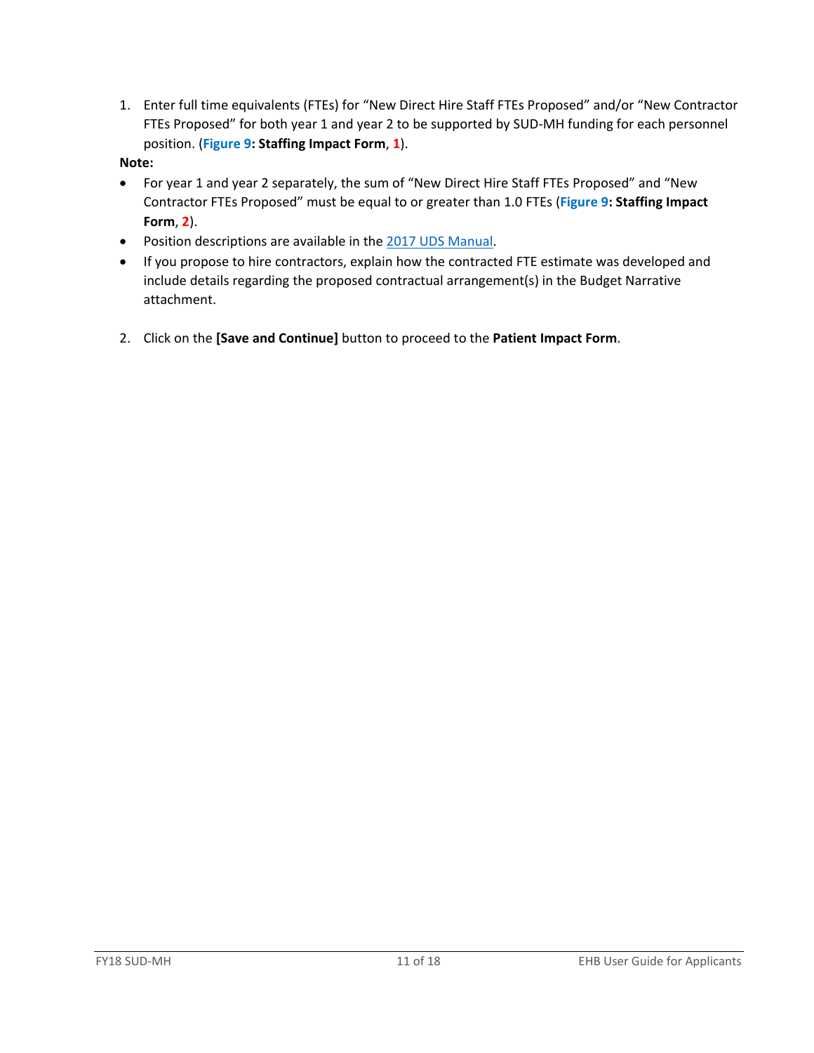1. Enter full time equivalents (FTEs) for "New Direct Hire Staff FTEs Proposed" and/or "New Contractor FTEs Proposed" for both year 1 and year 2 to be supported by SUD-MH funding for each personnel position. (Figure 9: **Staffing Impact Form**, 1).

**Note:**

- For year 1 and year 2 separately, the sum of "New Direct Hire Staff FTEs Proposed" and "New Contractor FTEs Proposed" must be equal to or greater than 1.0 FTEs (Figure 9: **Staffing Impact Form**, 2).
- Position descriptions are available in the 2017 UDS Manual.
- If you propose to hire contractors, explain how the contracted FTE estimate was developed and include details regarding the proposed contractual arrangement(s) in the Budget Narrative attachment.

2. Click on the **[Save and Continue]** button to proceed to the **Patient Impact Form**.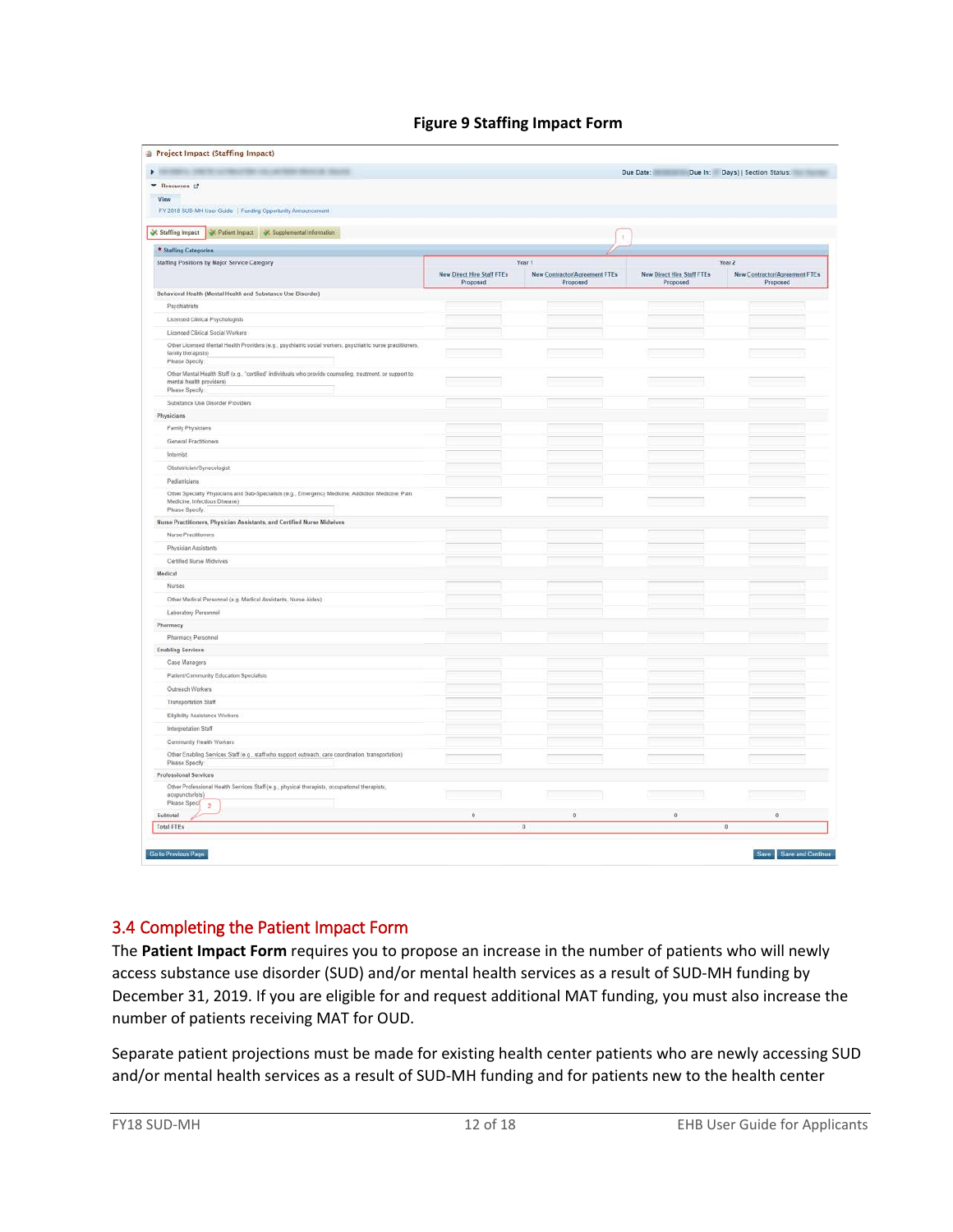**Figure 9 Staffing Impact Form**

Project Impact (Staffing Impact)

Due Date: Due In: Days) | Section Status:

Resources

View

FY 2018 SUD-MH User Guide | Funding Opportunity Announcement

Staffing Impact | Patient Impact | Supplemental Information

* Staffing Categories

| Staffing Positions by Major Service Category | Year 1 | | Year 2 | |
|---|---|---|---|---|
| | New Direct Hire Staff FTEs Proposed | New Contractor/Agreement FTEs Proposed | New Direct Hire Staff FTEs Proposed | New Contractor/Agreement FTEs Proposed |
| **Behavioral Health (Mental Health and Substance Use Disorder)** | | | | |
| Psychiatrists | | | | |
| Licensed Clinical Psychologists | | | | |
| Licensed Clinical Social Workers | | | | |
| Other Licensed Mental Health Providers (e.g., psychiatric social workers, psychiatric nurse practitioners, family therapists) Please Specify | | | | |
| Other Mental Health Staff (e.g., "certified" individuals who provide counseling, treatment, or support to mental health providers) Please Specify | | | | |
| Substance Use Disorder Providers | | | | |
| **Physicians** | | | | |
| Family Physicians | | | | |
| General Practitioners | | | | |
| Internist | | | | |
| Obstetrician/Gynecologist | | | | |
| Pediatricians | | | | |
| Other Specialty Physicians and Sub-Specialists (e.g., Emergency Medicine, Addiction Medicine, Pain Medicine, Infectious Disease) Please Specify | | | | |
| **Nurse Practitioners, Physician Assistants, and Certified Nurse Midwives** | | | | |
| Nurse Practitioners | | | | |
| Physician Assistants | | | | |
| Certified Nurse Midwives | | | | |
| **Medical** | | | | |
| Nurses | | | | |
| Other Medical Personnel (e.g. Medical Assistants, Nurse Aides) | | | | |
| Laboratory Personnel | | | | |
| **Pharmacy** | | | | |
| Pharmacy Personnel | | | | |
| **Enabling Services** | | | | |
| Case Managers | | | | |
| Patient/Community Education Specialists | | | | |
| Outreach Workers | | | | |
| Transportation Staff | | | | |
| Eligibility Assistance Workers | | | | |
| Interpretation Staff | | | | |
| Community Health Workers | | | | |
| Other Enabling Services Staff (e.g., staff who support outreach, care coordination, transportation) Please Specify | | | | |
| **Professional Services** | | | | |
| Other Professional Health Services Staff (e.g., physical therapists, occupational therapists, acupuncturists) Please Specify | | | | |
| Subtotal | 0 | 0 | 0 | 0 |
| Total FTEs | 0 | | 0 | |

Go to Previous Page | Save | Save and Continue

## 3.4 Completing the Patient Impact Form

The **Patient Impact Form** requires you to propose an increase in the number of patients who will newly access substance use disorder (SUD) and/or mental health services as a result of SUD-MH funding by December 31, 2019. If you are eligible for and request additional MAT funding, you must also increase the number of patients receiving MAT for OUD.

Separate patient projections must be made for existing health center patients who are newly accessing SUD and/or mental health services as a result of SUD-MH funding and for patients new to the health center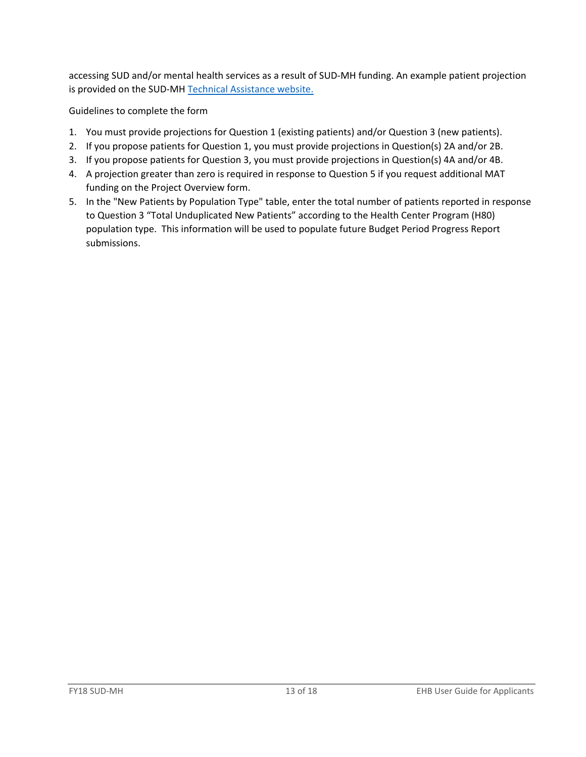accessing SUD and/or mental health services as a result of SUD-MH funding. An example patient projection is provided on the SUD-MH [Technical Assistance website.](#)

Guidelines to complete the form

1. You must provide projections for Question 1 (existing patients) and/or Question 3 (new patients).
2. If you propose patients for Question 1, you must provide projections in Question(s) 2A and/or 2B.
3. If you propose patients for Question 3, you must provide projections in Question(s) 4A and/or 4B.
4. A projection greater than zero is required in response to Question 5 if you request additional MAT funding on the Project Overview form.
5. In the "New Patients by Population Type" table, enter the total number of patients reported in response to Question 3 “Total Unduplicated New Patients” according to the Health Center Program (H80) population type. This information will be used to populate future Budget Period Progress Report submissions.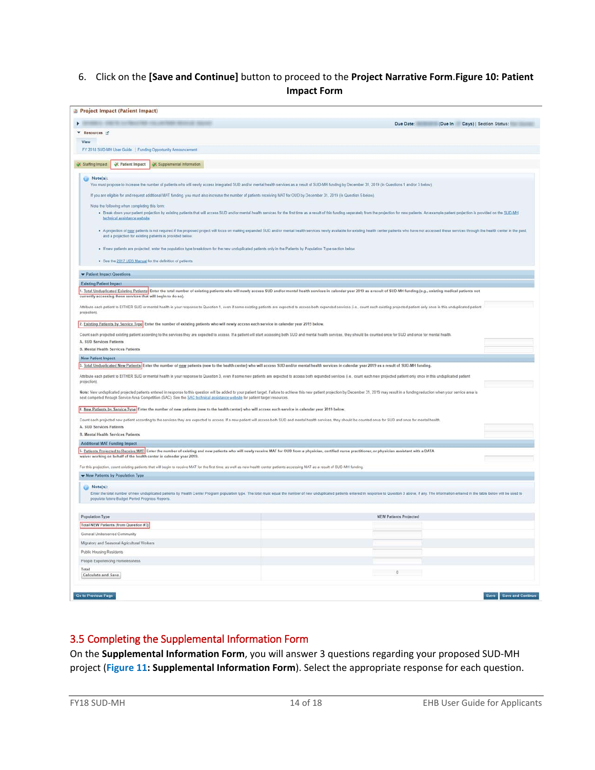6. Click on the **[Save and Continue]** button to proceed to the **Project Narrative Form**.**Figure 10: Patient Impact Form**

Project Impact (Patient Impact)

Due Date: (Due In Days) | Section Status:

Resources

View

FY 2018 SUD-MH User Guide | Funding Opportunity Announcement

Staffing Impact | Patient Impact | Supplemental Information

**Note(s):**

You must propose to increase the number of patients who will newly access integrated SUD and/or mental health services as a result of SUD-MH funding by December 31, 2019 (in Questions 1 and/or 3 below).

If you are eligible for and request additional MAT funding, you must also increase the number of patients receiving MAT for OUD by December 31, 2019 (in Question 5 below).

Note the following when completing this form:

- Break down your patient projection by existing patients that will access SUD and/or mental health services for the first time as a result of this funding separately from the projection for new patients. An example patient projection is provided on the SUD-MH technical assistance website.
- A projection of new patients is not required if the proposed project will focus on making expanded SUD and/or mental health services newly available for existing health center patients who have not accessed these services through the health center in the past and a projection for existing patients is provided below.
- If new patients are projected, enter the population type breakdown for the new unduplicated patients only in the Patients by Population Type section below.
- See the 2017 UDS Manual for the definition of patients.

Patient Impact Questions

Existing Patient Impact

1. Total Unduplicated Existing Patients: Enter the total number of existing patients who will newly access SUD and/or mental health services in calendar year 2019 as a result of SUD-MH funding (e.g., existing medical patients not currently accessing these services that will begin to do so).

Attribute each patient to EITHER SUD or mental health in your response to Question 1, even if some existing patients are expected to access both expanded services (i.e., count each existing projected patient only once in this unduplicated patient projection).

2. Existing Patients by Service Type: Enter the number of existing patients who will newly access each service in calendar year 2019 below.

Count each projected existing patient according to the services they are expected to access. If a patient will start accessing both SUD and mental health services, they should be counted once for SUD and once for mental health.

A. SUD Services Patients

B. Mental Health Services Patients

New Patient Impact

3. Total Unduplicated New Patients: Enter the number of new patients (new to the health center) who will access SUD and/or mental health services in calendar year 2019 as a result of SUD-MH funding.

Attribute each patient to EITHER SUD or mental health in your response to Question 3, even if some new patients are expected to access both expanded services (i.e., count each new projected patient only once in this unduplicated patient projection).

Note: New unduplicated projected patients entered in response to this question will be added to your patient target. Failure to achieve this new patient projection by December 31, 2019 may result in a funding reduction when your service area is next competed through Service Area Competition (SAC). See the SAC technical assistance website for patient target resources.

4. New Patients by Service Type: Enter the number of new patients (new to the health center) who will access each service in calendar year 2019 below.

Count each projected new patient according to the services they are expected to access. If a new patient will access both SUD and mental health services, they should be counted once for SUD and once for mental health.

A. SUD Services Patients

B. Mental Health Services Patients

Additional MAT Funding Impact

5. Patients Projected to Receive MAT: Enter the number of existing and new patients who will newly receive MAT for OUD from a physician, certified nurse practitioner, or physician assistant with a DATA waiver working on behalf of the health center in calendar year 2019.

For this projection, count existing patients that will begin to receive MAT for the first time, as well as new health center patients accessing MAT as a result of SUD-MH funding.

New Patients by Population Type

**Note(s):**

Enter the total number of new unduplicated patients by Health Center Program population type. The total must equal the number of new unduplicated patients entered in response to Question 3 above, if any. The information entered in the table below will be used to populate future Budget Period Progress Reports.

| Population Type | NEW Patients Projected |
|---|---|
| Total NEW Patients (from Question #3) | |
| General Underserved Community | |
| Migratory and Seasonal Agricultural Workers | |
| Public Housing Residents | |
| People Experiencing Homelessness | |
| Total | 0 |

Calculate and Save

Go to Previous Page | Save | Save and Continue

## 3.5 Completing the Supplemental Information Form

On the **Supplemental Information Form**, you will answer 3 questions regarding your proposed SUD-MH project (**Figure 11: Supplemental Information Form**). Select the appropriate response for each question.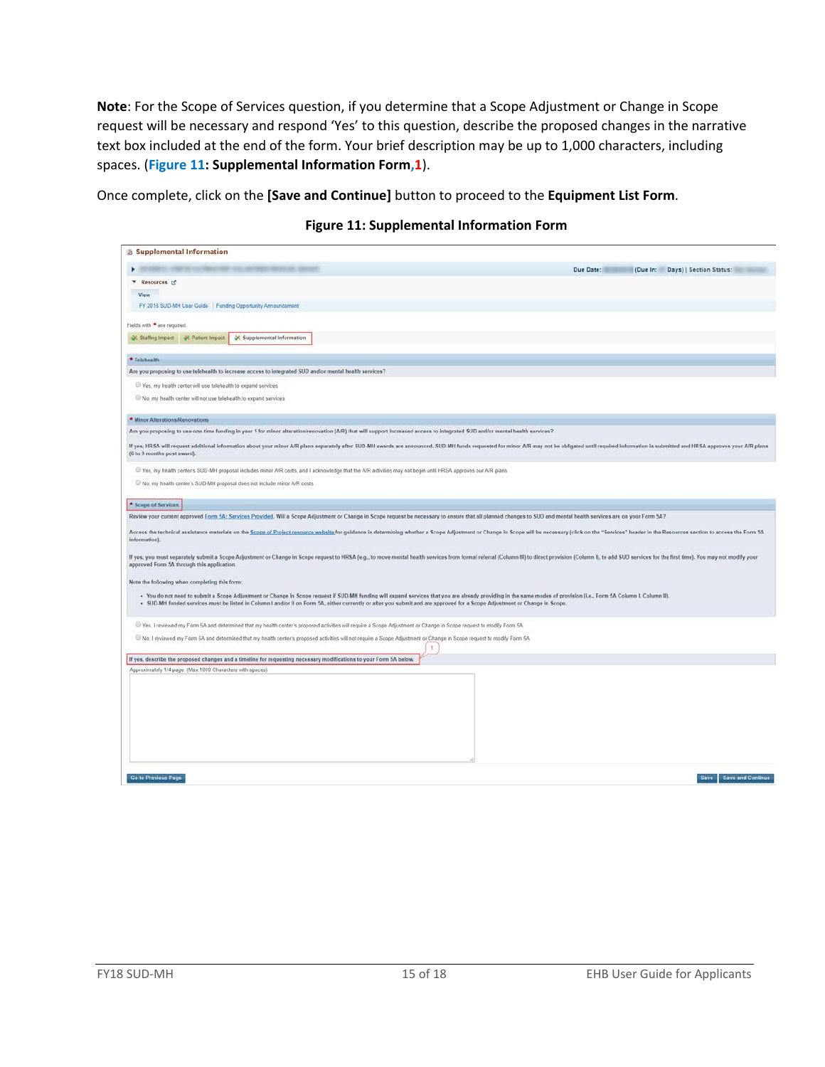**Note**: For the Scope of Services question, if you determine that a Scope Adjustment or Change in Scope request will be necessary and respond 'Yes' to this question, describe the proposed changes in the narrative text box included at the end of the form. Your brief description may be up to 1,000 characters, including spaces. (**Figure 11: Supplemental Information Form,1**).

Once complete, click on the **[Save and Continue]** button to proceed to the **Equipment List Form**.

**Figure 11: Supplemental Information Form**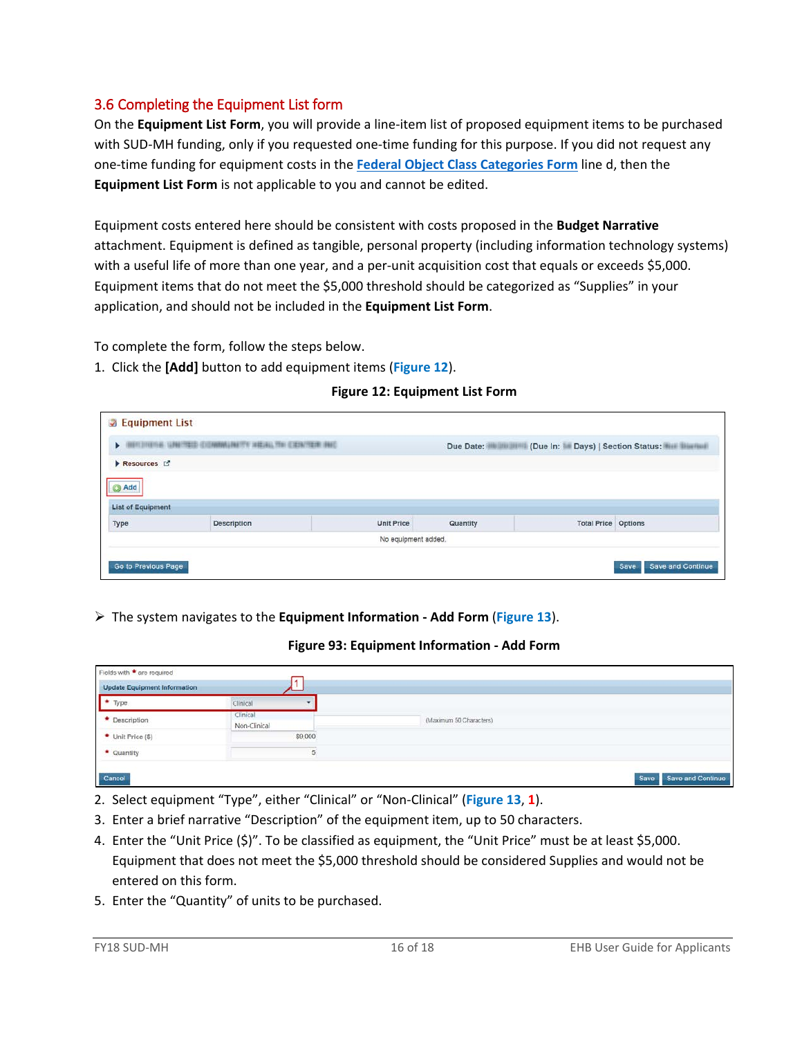### 3.6 Completing the Equipment List form

On the **Equipment List Form**, you will provide a line-item list of proposed equipment items to be purchased with SUD-MH funding, only if you requested one-time funding for this purpose. If you did not request any one-time funding for equipment costs in the **Federal Object Class Categories Form** line d, then the **Equipment List Form** is not applicable to you and cannot be edited.

Equipment costs entered here should be consistent with costs proposed in the **Budget Narrative** attachment. Equipment is defined as tangible, personal property (including information technology systems) with a useful life of more than one year, and a per-unit acquisition cost that equals or exceeds $5,000. Equipment items that do not meet the $5,000 threshold should be categorized as "Supplies" in your application, and should not be included in the **Equipment List Form**.

To complete the form, follow the steps below.

1. Click the **[Add]** button to add equipment items (**Figure 12**).

**Figure 12: Equipment List Form**

- The system navigates to the **Equipment Information - Add Form** (**Figure 13**).

**Figure 93: Equipment Information - Add Form**

2. Select equipment "Type", either "Clinical" or "Non-Clinical" (**Figure 13**, **1**).
3. Enter a brief narrative "Description" of the equipment item, up to 50 characters.
4. Enter the "Unit Price ($)". To be classified as equipment, the "Unit Price" must be at least $5,000. Equipment that does not meet the $5,000 threshold should be considered Supplies and would not be entered on this form.
5. Enter the "Quantity" of units to be purchased.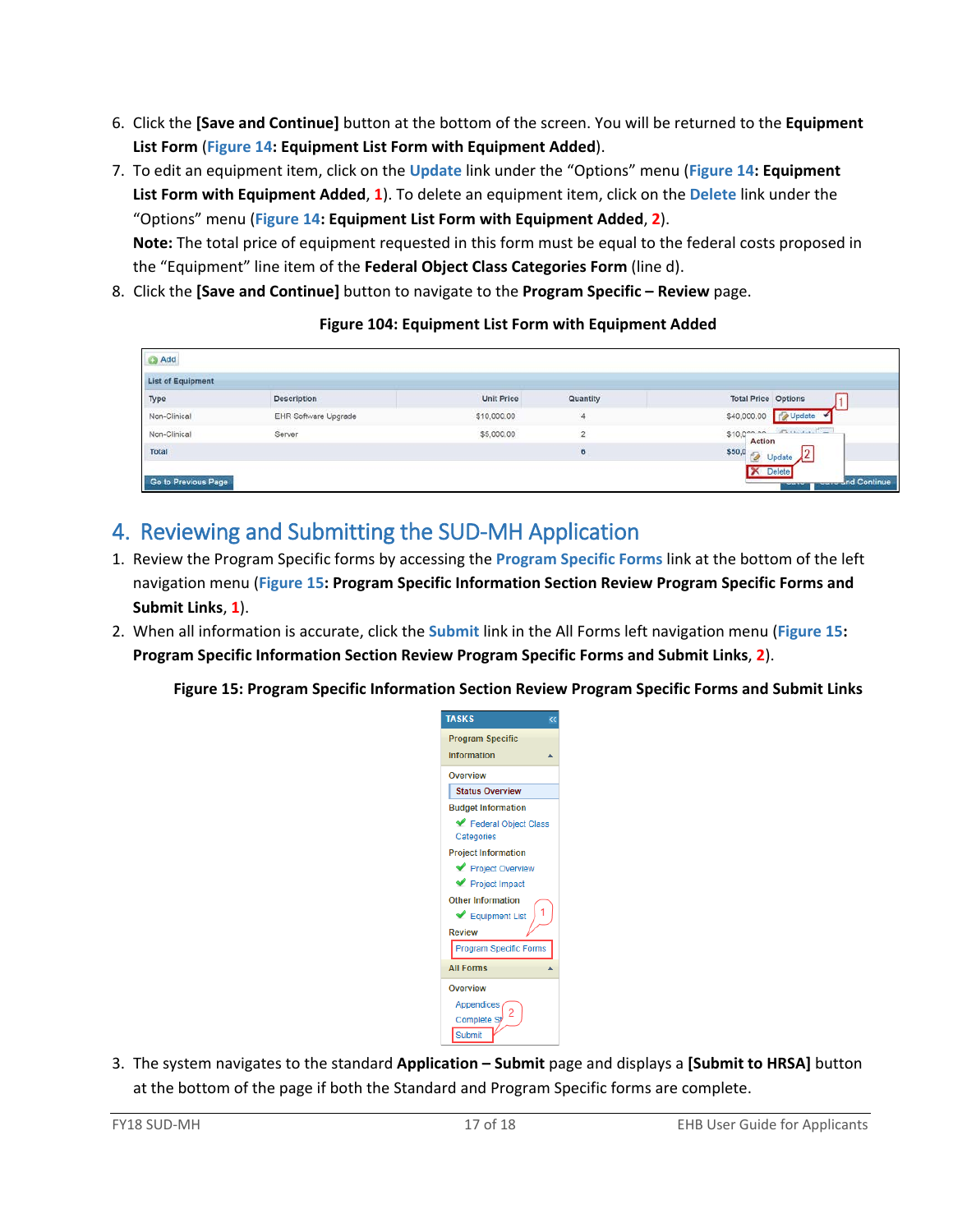6. Click the **[Save and Continue]** button at the bottom of the screen. You will be returned to the **Equipment List Form** (Figure 14**: Equipment List Form with Equipment Added**).
7. To edit an equipment item, click on the Update link under the "Options" menu (Figure 14**: Equipment List Form with Equipment Added**, 1). To delete an equipment item, click on the Delete link under the "Options" menu (Figure 14**: Equipment List Form with Equipment Added**, 2).
   **Note:** The total price of equipment requested in this form must be equal to the federal costs proposed in the "Equipment" line item of the **Federal Object Class Categories Form** (line d).
8. Click the **[Save and Continue]** button to navigate to the **Program Specific – Review** page.

**Figure 104: Equipment List Form with Equipment Added**

# 4. Reviewing and Submitting the SUD-MH Application

1. Review the Program Specific forms by accessing the **Program Specific Forms** link at the bottom of the left navigation menu (Figure 15**: Program Specific Information Section Review Program Specific Forms and Submit Links**, 1).
2. When all information is accurate, click the **Submit** link in the All Forms left navigation menu (Figure 15**: Program Specific Information Section Review Program Specific Forms and Submit Links**, 2).

**Figure 15: Program Specific Information Section Review Program Specific Forms and Submit Links**

3. The system navigates to the standard **Application – Submit** page and displays a **[Submit to HRSA]** button at the bottom of the page if both the Standard and Program Specific forms are complete.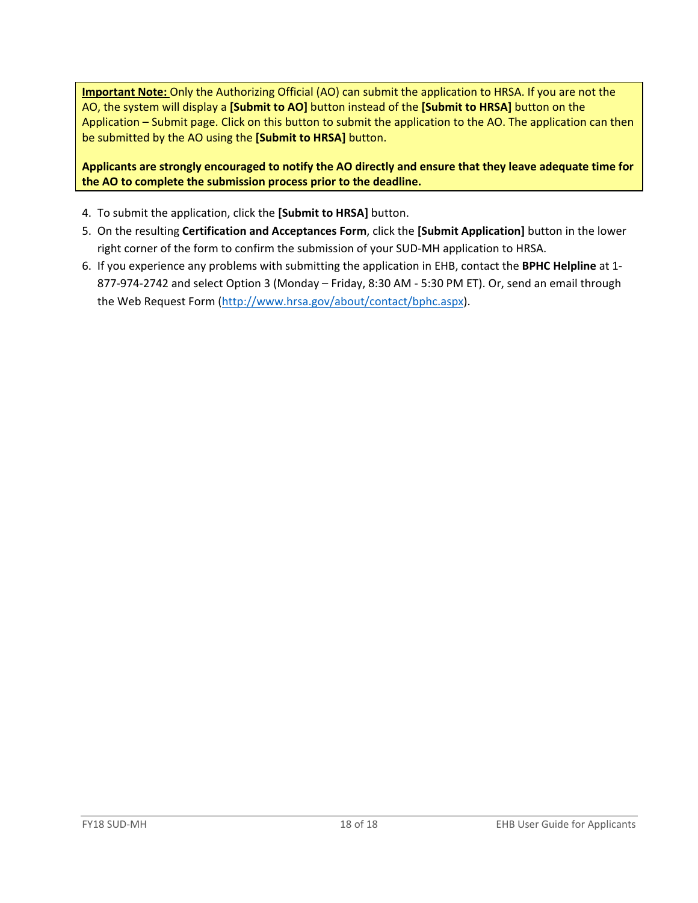**Important Note:** Only the Authorizing Official (AO) can submit the application to HRSA. If you are not the AO, the system will display a **[Submit to AO]** button instead of the **[Submit to HRSA]** button on the Application – Submit page. Click on this button to submit the application to the AO. The application can then be submitted by the AO using the **[Submit to HRSA]** button.

**Applicants are strongly encouraged to notify the AO directly and ensure that they leave adequate time for the AO to complete the submission process prior to the deadline.**

4. To submit the application, click the **[Submit to HRSA]** button.
5. On the resulting **Certification and Acceptances Form**, click the **[Submit Application]** button in the lower right corner of the form to confirm the submission of your SUD-MH application to HRSA.
6. If you experience any problems with submitting the application in EHB, contact the **BPHC Helpline** at 1-877-974-2742 and select Option 3 (Monday – Friday, 8:30 AM - 5:30 PM ET). Or, send an email through the Web Request Form (http://www.hrsa.gov/about/contact/bphc.aspx).